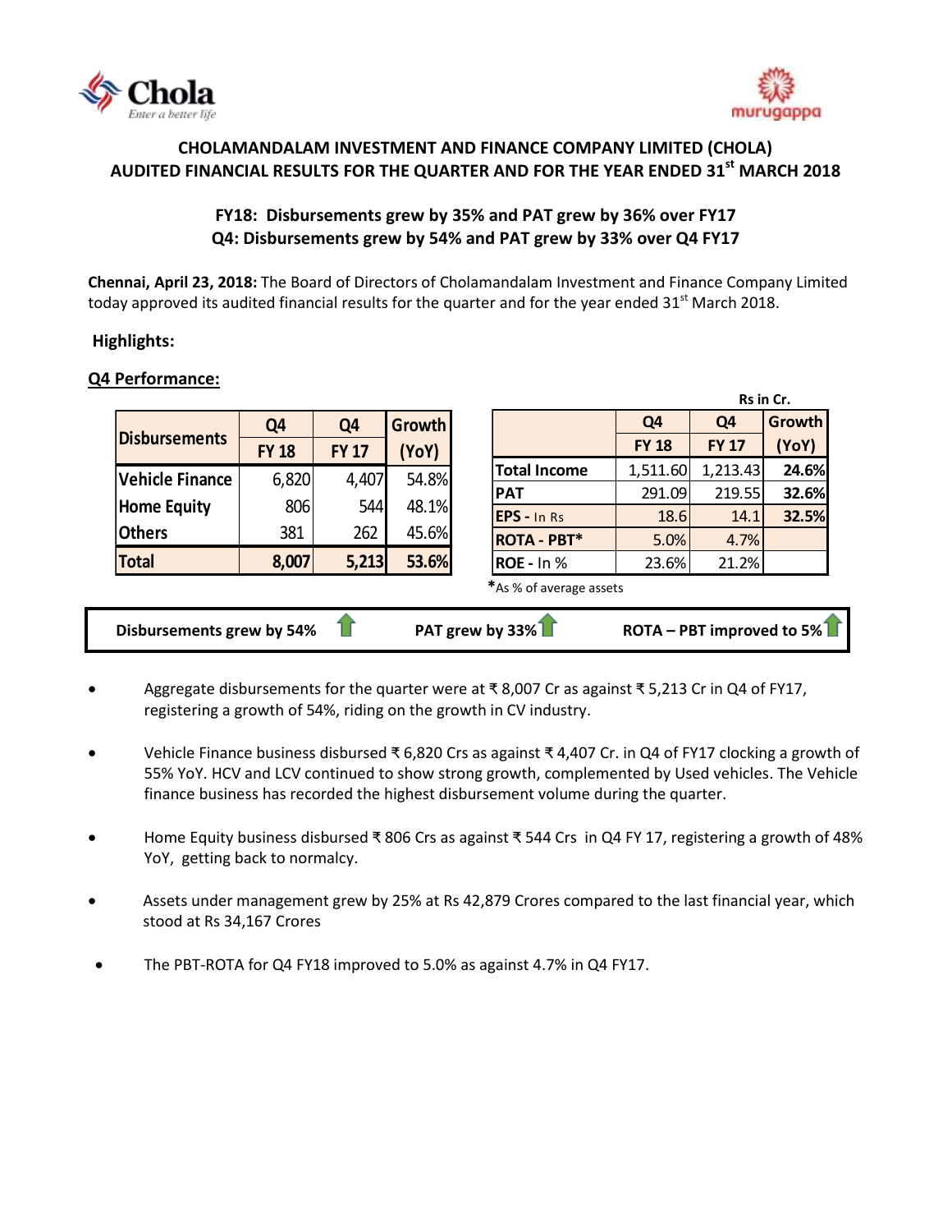# CHOLAMANDALAM INVESTMENT AND FINANCE COMPANY LIMITED (CHOLA)
## AUDITED FINANCIAL RESULTS FOR THE QUARTER AND FOR THE YEAR ENDED 31st MARCH 2018

### FY18: Disbursements grew by 35% and PAT grew by 36% over FY17
### Q4: Disbursements grew by 54% and PAT grew by 33% over Q4 FY17

**Chennai, April 23, 2018:** The Board of Directors of Cholamandalam Investment and Finance Company Limited today approved its audited financial results for the quarter and for the year ended 31st March 2018.

**Highlights:**

**Q4 Performance:**

| Disbursements | Q4 FY 18 | Q4 FY 17 | Growth (YoY) |
|---|---|---|---|
| Vehicle Finance | 6,820 | 4,407 | 54.8% |
| Home Equity | 806 | 544 | 48.1% |
| Others | 381 | 262 | 45.6% |
| **Total** | **8,007** | **5,213** | **53.6%** |

Rs in Cr.

| | Q4 FY 18 | Q4 FY 17 | Growth (YoY) |
|---|---|---|---|
| Total Income | 1,511.60 | 1,213.43 | **24.6%** |
| PAT | 291.09 | 219.55 | **32.6%** |
| EPS - In Rs | 18.6 | 14.1 | **32.5%** |
| ROTA - PBT* | 5.0% | 4.7% | |
| ROE - In % | 23.6% | 21.2% | |

*As % of average assets

**Disbursements grew by 54%** | **PAT grew by 33%** | **ROTA – PBT improved to 5%**

- Aggregate disbursements for the quarter were at ₹ 8,007 Cr as against ₹ 5,213 Cr in Q4 of FY17, registering a growth of 54%, riding on the growth in CV industry.
- Vehicle Finance business disbursed ₹ 6,820 Crs as against ₹ 4,407 Cr. in Q4 of FY17 clocking a growth of 55% YoY. HCV and LCV continued to show strong growth, complemented by Used vehicles. The Vehicle finance business has recorded the highest disbursement volume during the quarter.
- Home Equity business disbursed ₹ 806 Crs as against ₹ 544 Crs in Q4 FY 17, registering a growth of 48% YoY, getting back to normalcy.
- Assets under management grew by 25% at Rs 42,879 Crores compared to the last financial year, which stood at Rs 34,167 Crores
- The PBT-ROTA for Q4 FY18 improved to 5.0% as against 4.7% in Q4 FY17.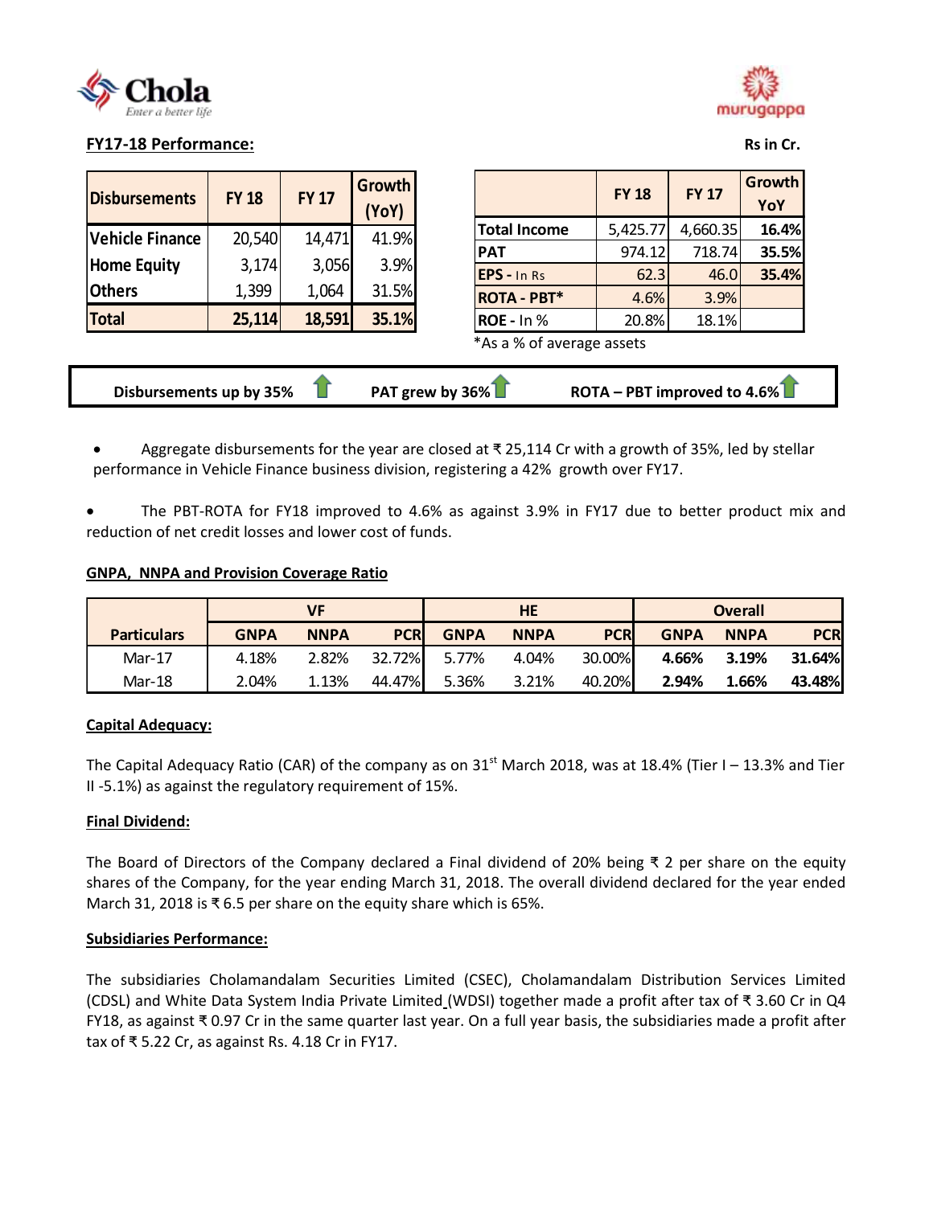## FY17-18 Performance:

Rs in Cr.

| Disbursements | FY 18 | FY 17 | Growth (YoY) |
|---|---|---|---|
| Vehicle Finance | 20,540 | 14,471 | 41.9% |
| Home Equity | 3,174 | 3,056 | 3.9% |
| Others | 1,399 | 1,064 | 31.5% |
| **Total** | **25,114** | **18,591** | **35.1%** |

| | FY 18 | FY 17 | Growth YoY |
|---|---|---|---|
| Total Income | 5,425.77 | 4,660.35 | 16.4% |
| PAT | 974.12 | 718.74 | 35.5% |
| EPS - In Rs | 62.3 | 46.0 | 35.4% |
| ROTA - PBT* | 4.6% | 3.9% | |
| ROE - In % | 20.8% | 18.1% | |

*As a % of average assets

**Disbursements up by 35%** | **PAT grew by 36%** | **ROTA – PBT improved to 4.6%**

- Aggregate disbursements for the year are closed at ₹ 25,114 Cr with a growth of 35%, led by stellar performance in Vehicle Finance business division, registering a 42% growth over FY17.
- The PBT-ROTA for FY18 improved to 4.6% as against 3.9% in FY17 due to better product mix and reduction of net credit losses and lower cost of funds.

### GNPA, NNPA and Provision Coverage Ratio

| Particulars | VF | | | HE | | | Overall | | |
|---|---|---|---|---|---|---|---|---|---|
| | GNPA | NNPA | PCR | GNPA | NNPA | PCR | GNPA | NNPA | PCR |
| Mar-17 | 4.18% | 2.82% | 32.72% | 5.77% | 4.04% | 30.00% | **4.66%** | **3.19%** | **31.64%** |
| Mar-18 | 2.04% | 1.13% | 44.47% | 5.36% | 3.21% | 40.20% | **2.94%** | **1.66%** | **43.48%** |

### Capital Adequacy:

The Capital Adequacy Ratio (CAR) of the company as on 31st March 2018, was at 18.4% (Tier I – 13.3% and Tier II -5.1%) as against the regulatory requirement of 15%.

### Final Dividend:

The Board of Directors of the Company declared a Final dividend of 20% being ₹ 2 per share on the equity shares of the Company, for the year ending March 31, 2018. The overall dividend declared for the year ended March 31, 2018 is ₹ 6.5 per share on the equity share which is 65%.

### Subsidiaries Performance:

The subsidiaries Cholamandalam Securities Limited (CSEC), Cholamandalam Distribution Services Limited (CDSL) and White Data System India Private Limited (WDSI) together made a profit after tax of ₹ 3.60 Cr in Q4 FY18, as against ₹ 0.97 Cr in the same quarter last year. On a full year basis, the subsidiaries made a profit after tax of ₹ 5.22 Cr, as against Rs. 4.18 Cr in FY17.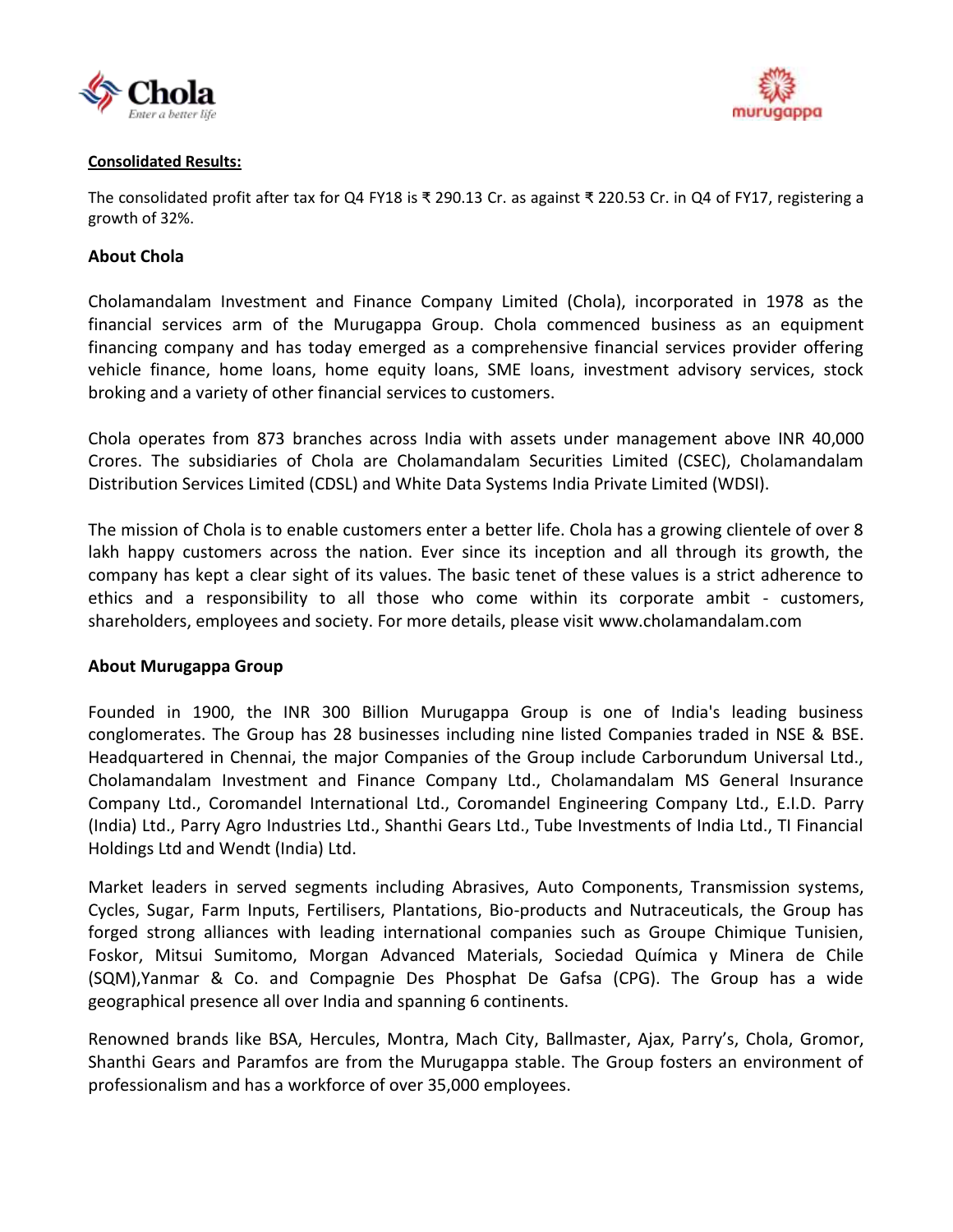**Consolidated Results:**

The consolidated profit after tax for Q4 FY18 is ₹ 290.13 Cr. as against ₹ 220.53 Cr. in Q4 of FY17, registering a growth of 32%.

**About Chola**

Cholamandalam Investment and Finance Company Limited (Chola), incorporated in 1978 as the financial services arm of the Murugappa Group. Chola commenced business as an equipment financing company and has today emerged as a comprehensive financial services provider offering vehicle finance, home loans, home equity loans, SME loans, investment advisory services, stock broking and a variety of other financial services to customers.

Chola operates from 873 branches across India with assets under management above INR 40,000 Crores. The subsidiaries of Chola are Cholamandalam Securities Limited (CSEC), Cholamandalam Distribution Services Limited (CDSL) and White Data Systems India Private Limited (WDSI).

The mission of Chola is to enable customers enter a better life. Chola has a growing clientele of over 8 lakh happy customers across the nation. Ever since its inception and all through its growth, the company has kept a clear sight of its values. The basic tenet of these values is a strict adherence to ethics and a responsibility to all those who come within its corporate ambit - customers, shareholders, employees and society. For more details, please visit www.cholamandalam.com

**About Murugappa Group**

Founded in 1900, the INR 300 Billion Murugappa Group is one of India's leading business conglomerates. The Group has 28 businesses including nine listed Companies traded in NSE & BSE. Headquartered in Chennai, the major Companies of the Group include Carborundum Universal Ltd., Cholamandalam Investment and Finance Company Ltd., Cholamandalam MS General Insurance Company Ltd., Coromandel International Ltd., Coromandel Engineering Company Ltd., E.I.D. Parry (India) Ltd., Parry Agro Industries Ltd., Shanthi Gears Ltd., Tube Investments of India Ltd., TI Financial Holdings Ltd and Wendt (India) Ltd.

Market leaders in served segments including Abrasives, Auto Components, Transmission systems, Cycles, Sugar, Farm Inputs, Fertilisers, Plantations, Bio-products and Nutraceuticals, the Group has forged strong alliances with leading international companies such as Groupe Chimique Tunisien, Foskor, Mitsui Sumitomo, Morgan Advanced Materials, Sociedad Química y Minera de Chile (SQM),Yanmar & Co. and Compagnie Des Phosphat De Gafsa (CPG). The Group has a wide geographical presence all over India and spanning 6 continents.

Renowned brands like BSA, Hercules, Montra, Mach City, Ballmaster, Ajax, Parry's, Chola, Gromor, Shanthi Gears and Paramfos are from the Murugappa stable. The Group fosters an environment of professionalism and has a workforce of over 35,000 employees.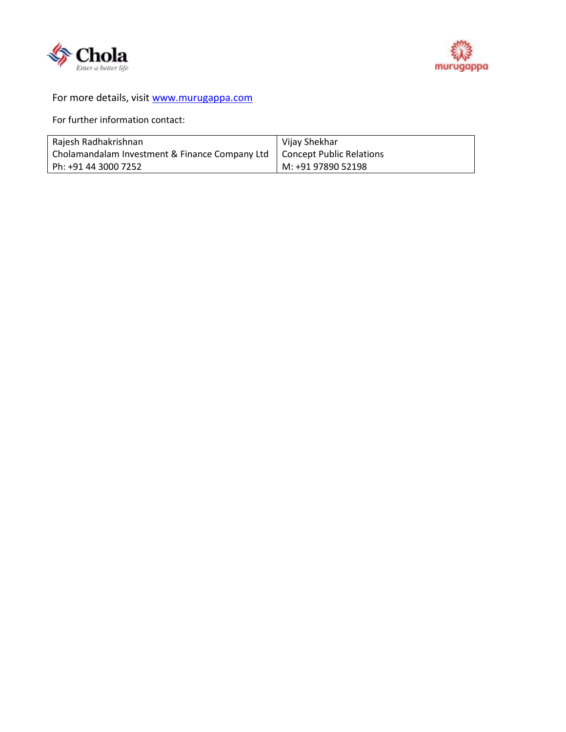For more details, visit www.murugappa.com

For further information contact:

| | |
|---|---|
| Rajesh Radhakrishnan<br>Cholamandalam Investment & Finance Company Ltd<br>Ph: +91 44 3000 7252 | Vijay Shekhar<br>Concept Public Relations<br>M: +91 97890 52198 |